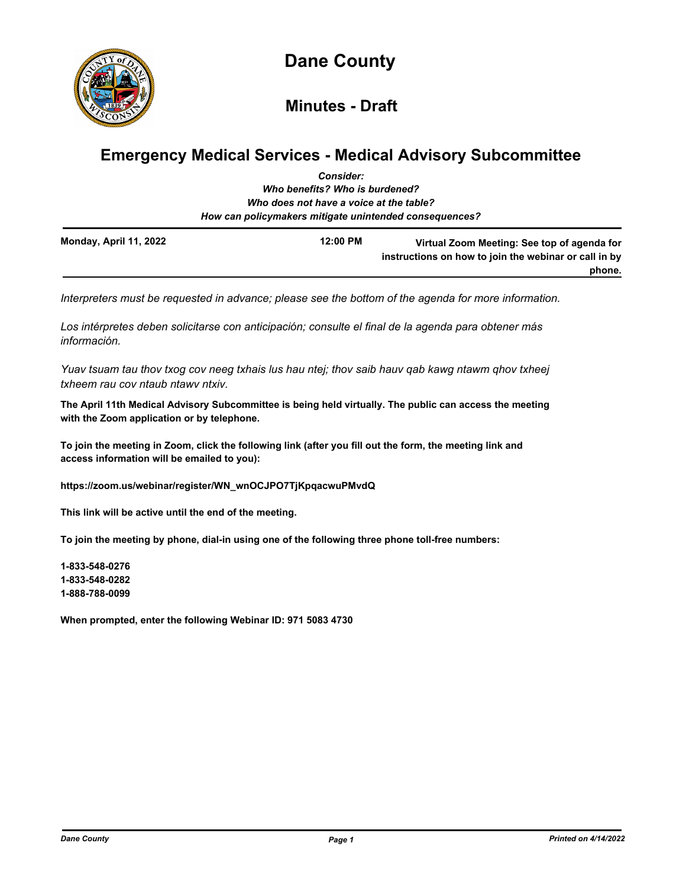# Dane County

## Minutes - Draft

## Emergency Medical Services - Medical Advisory Subcommittee

*Consider:*
*Who benefits? Who is burdened?*
*Who does not have a voice at the table?*
*How can policymakers mitigate unintended consequences?*

| Monday, April 11, 2022 | 12:00 PM | Virtual Zoom Meeting: See top of agenda for instructions on how to join the webinar or call in by phone. |
|---|---|---|

*Interpreters must be requested in advance; please see the bottom of the agenda for more information.*

*Los intérpretes deben solicitarse con anticipación; consulte el final de la agenda para obtener más información.*

*Yuav tsuam tau thov txog cov neeg txhais lus hau ntej; thov saib hauv qab kawg ntawm qhov txheej txheem rau cov ntaub ntawv ntxiv.*

**The April 11th Medical Advisory Subcommittee is being held virtually. The public can access the meeting with the Zoom application or by telephone.**

**To join the meeting in Zoom, click the following link (after you fill out the form, the meeting link and access information will be emailed to you):**

**https://zoom.us/webinar/register/WN_wnOCJPO7TjKpqacwuPMvdQ**

**This link will be active until the end of the meeting.**

**To join the meeting by phone, dial-in using one of the following three phone toll-free numbers:**

**1-833-548-0276**
**1-833-548-0282**
**1-888-788-0099**

**When prompted, enter the following Webinar ID: 971 5083 4730**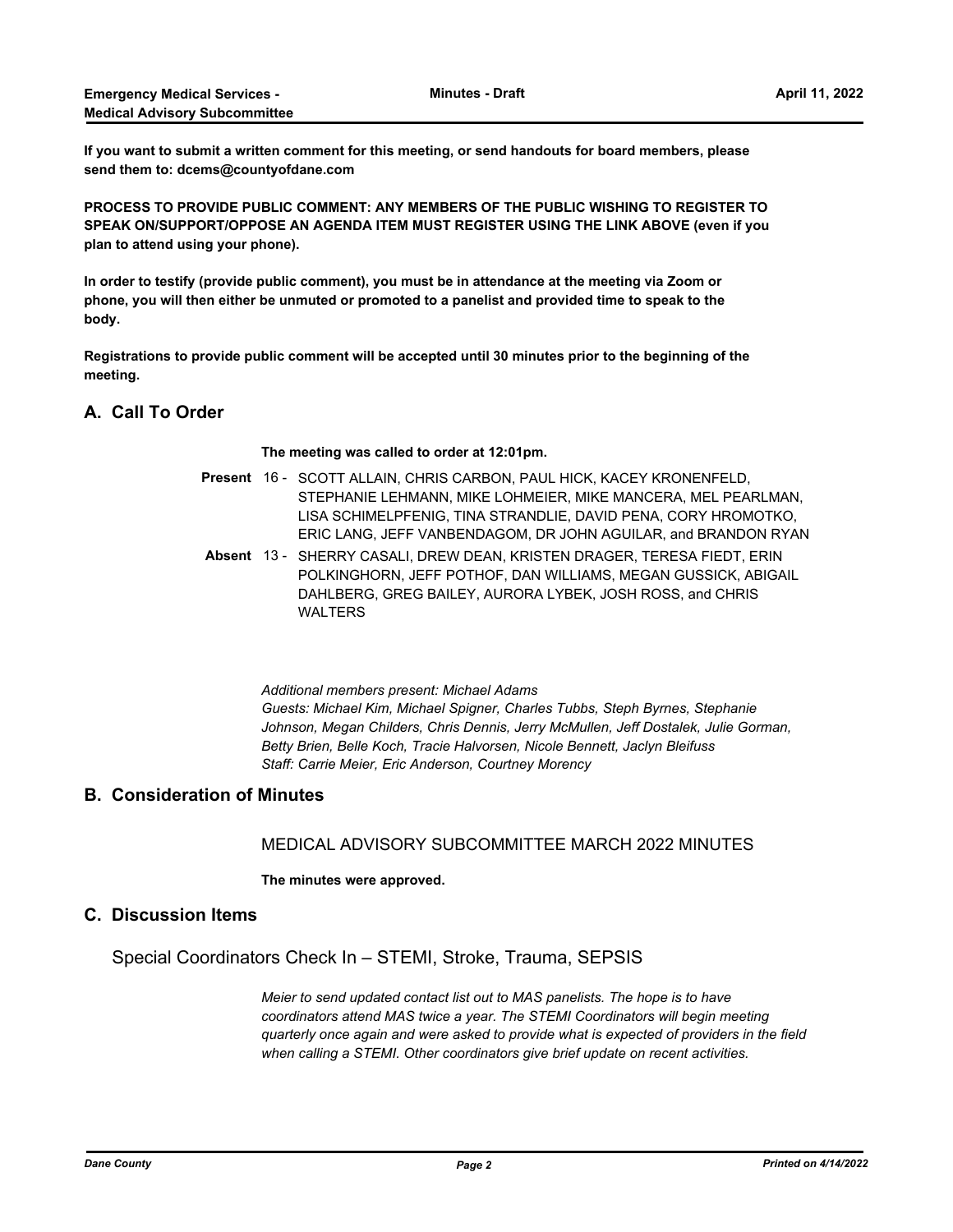**If you want to submit a written comment for this meeting, or send handouts for board members, please send them to: dcems@countyofdane.com**

**PROCESS TO PROVIDE PUBLIC COMMENT: ANY MEMBERS OF THE PUBLIC WISHING TO REGISTER TO SPEAK ON/SUPPORT/OPPOSE AN AGENDA ITEM MUST REGISTER USING THE LINK ABOVE (even if you plan to attend using your phone).**

**In order to testify (provide public comment), you must be in attendance at the meeting via Zoom or phone, you will then either be unmuted or promoted to a panelist and provided time to speak to the body.**

**Registrations to provide public comment will be accepted until 30 minutes prior to the beginning of the meeting.**

## A. Call To Order

**The meeting was called to order at 12:01pm.**

**Present** 16 - SCOTT ALLAIN, CHRIS CARBON, PAUL HICK, KACEY KRONENFELD, STEPHANIE LEHMANN, MIKE LOHMEIER, MIKE MANCERA, MEL PEARLMAN, LISA SCHIMELPFENIG, TINA STRANDLIE, DAVID PENA, CORY HROMOTKO, ERIC LANG, JEFF VANBENDAGOM, DR JOHN AGUILAR, and BRANDON RYAN

**Absent** 13 - SHERRY CASALI, DREW DEAN, KRISTEN DRAGER, TERESA FIEDT, ERIN POLKINGHORN, JEFF POTHOF, DAN WILLIAMS, MEGAN GUSSICK, ABIGAIL DAHLBERG, GREG BAILEY, AURORA LYBEK, JOSH ROSS, and CHRIS WALTERS

*Additional members present: Michael Adams*
*Guests: Michael Kim, Michael Spigner, Charles Tubbs, Steph Byrnes, Stephanie Johnson, Megan Childers, Chris Dennis, Jerry McMullen, Jeff Dostalek, Julie Gorman, Betty Brien, Belle Koch, Tracie Halvorsen, Nicole Bennett, Jaclyn Bleifuss*
*Staff: Carrie Meier, Eric Anderson, Courtney Morency*

## B. Consideration of Minutes

MEDICAL ADVISORY SUBCOMMITTEE MARCH 2022 MINUTES

**The minutes were approved.**

## C. Discussion Items

Special Coordinators Check In – STEMI, Stroke, Trauma, SEPSIS

*Meier to send updated contact list out to MAS panelists. The hope is to have coordinators attend MAS twice a year. The STEMI Coordinators will begin meeting quarterly once again and were asked to provide what is expected of providers in the field when calling a STEMI. Other coordinators give brief update on recent activities.*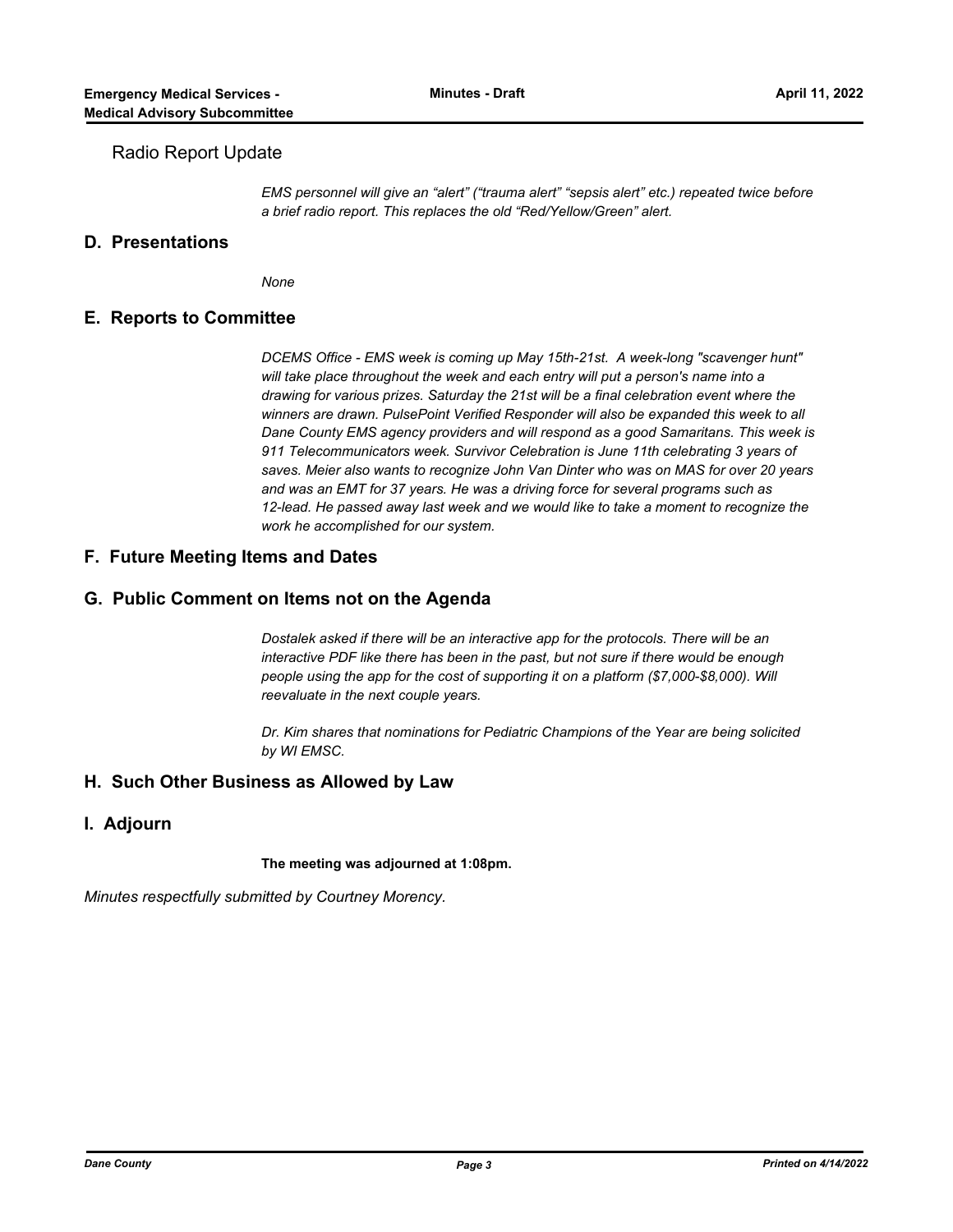### Radio Report Update

*EMS personnel will give an "alert" ("trauma alert" "sepsis alert" etc.) repeated twice before a brief radio report. This replaces the old "Red/Yellow/Green" alert.*

## D. Presentations

*None*

## E. Reports to Committee

*DCEMS Office - EMS week is coming up May 15th-21st. A week-long "scavenger hunt" will take place throughout the week and each entry will put a person's name into a drawing for various prizes. Saturday the 21st will be a final celebration event where the winners are drawn. PulsePoint Verified Responder will also be expanded this week to all Dane County EMS agency providers and will respond as a good Samaritans. This week is 911 Telecommunicators week. Survivor Celebration is June 11th celebrating 3 years of saves. Meier also wants to recognize John Van Dinter who was on MAS for over 20 years and was an EMT for 37 years. He was a driving force for several programs such as 12-lead. He passed away last week and we would like to take a moment to recognize the work he accomplished for our system.*

## F. Future Meeting Items and Dates

## G. Public Comment on Items not on the Agenda

*Dostalek asked if there will be an interactive app for the protocols. There will be an interactive PDF like there has been in the past, but not sure if there would be enough people using the app for the cost of supporting it on a platform ($7,000-$8,000). Will reevaluate in the next couple years.*

*Dr. Kim shares that nominations for Pediatric Champions of the Year are being solicited by WI EMSC.*

## H. Such Other Business as Allowed by Law

## I. Adjourn

**The meeting was adjourned at 1:08pm.**

*Minutes respectfully submitted by Courtney Morency.*